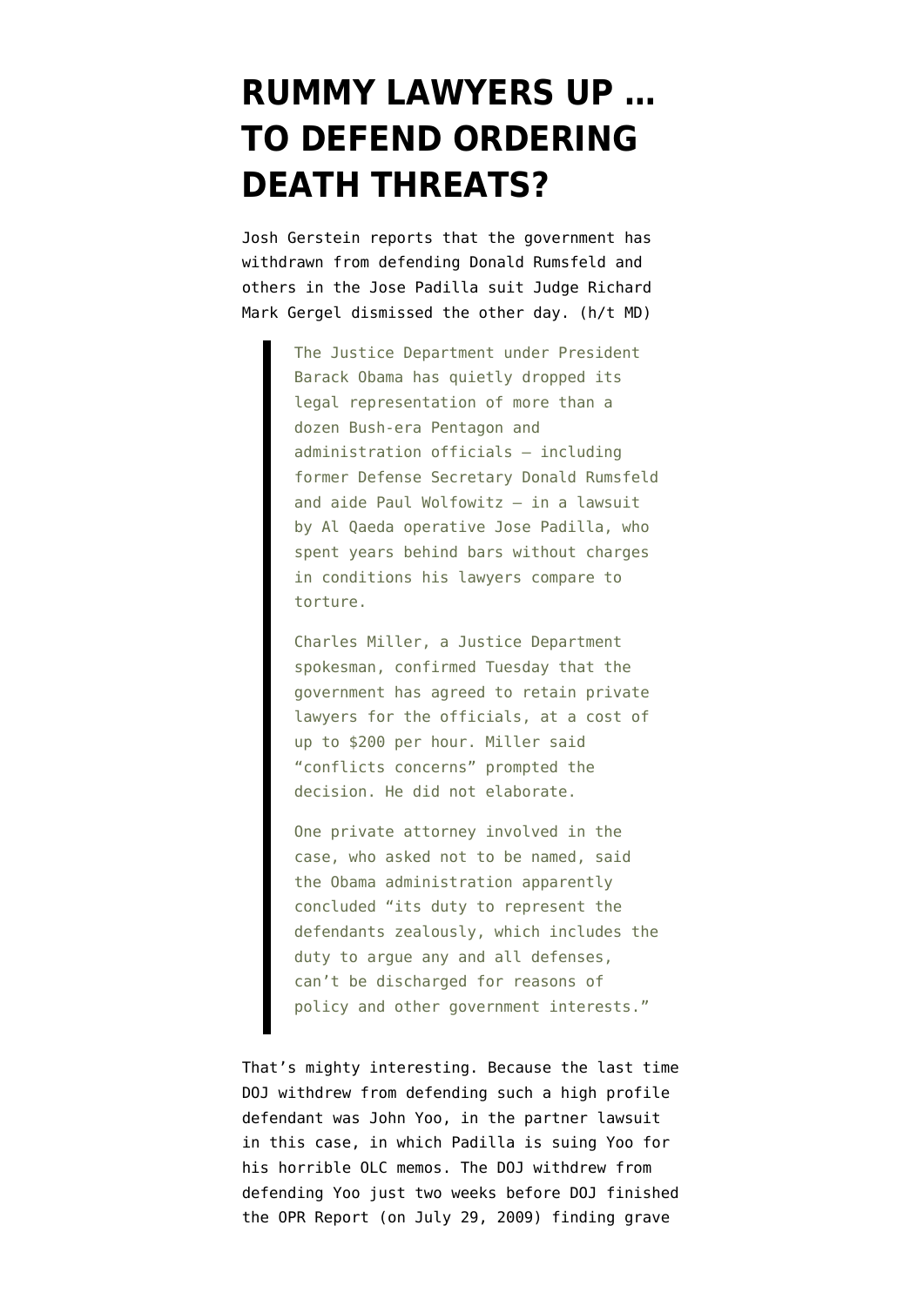# RUMMY LAWYERS UP … TO DEFEND ORDERING DEATH THREATS?

Josh Gerstein reports that the government has withdrawn from defending Donald Rumsfeld and others in the Jose Padilla suit Judge Richard Mark Gergel dismissed the other day. (h/t MD)

> The Justice Department under President Barack Obama has quietly dropped its legal representation of more than a dozen Bush-era Pentagon and administration officials — including former Defense Secretary Donald Rumsfeld and aide Paul Wolfowitz — in a lawsuit by Al Qaeda operative Jose Padilla, who spent years behind bars without charges in conditions his lawyers compare to torture.
>
> Charles Miller, a Justice Department spokesman, confirmed Tuesday that the government has agreed to retain private lawyers for the officials, at a cost of up to $200 per hour. Miller said "conflicts concerns" prompted the decision. He did not elaborate.
>
> One private attorney involved in the case, who asked not to be named, said the Obama administration apparently concluded "its duty to represent the defendants zealously, which includes the duty to argue any and all defenses, can't be discharged for reasons of policy and other government interests."

That's mighty interesting. Because the last time DOJ withdrew from defending such a high profile defendant was John Yoo, in the partner lawsuit in this case, in which Padilla is suing Yoo for his horrible OLC memos. The DOJ withdrew from defending Yoo just two weeks before DOJ finished the OPR Report (on July 29, 2009) finding grave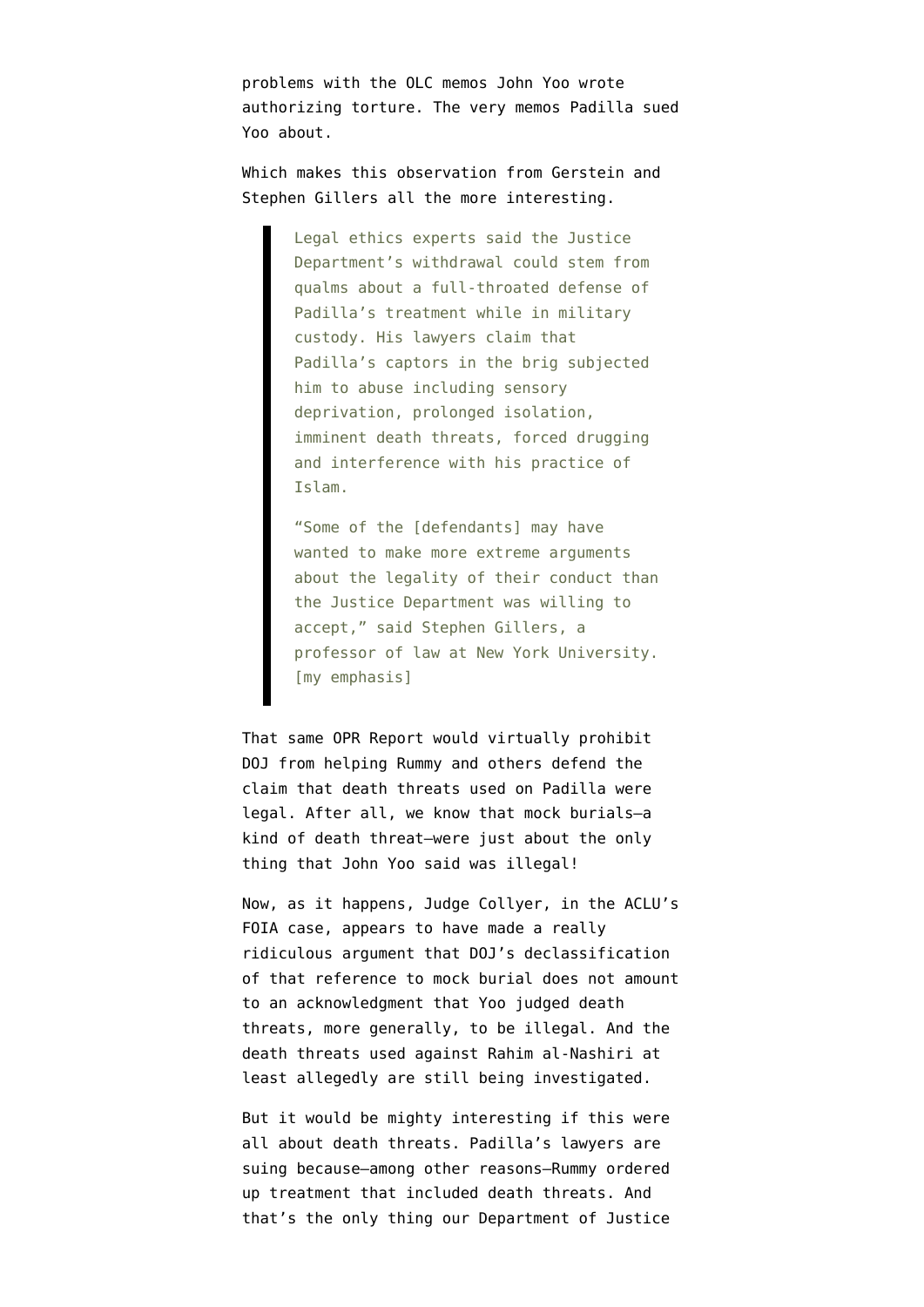problems with the OLC memos John Yoo wrote authorizing torture. The very memos Padilla sued Yoo about.

Which makes this observation from Gerstein and Stephen Gillers all the more interesting.

> Legal ethics experts said the Justice Department's withdrawal could stem from qualms about a full-throated defense of Padilla's treatment while in military custody. His lawyers claim that Padilla's captors in the brig subjected him to abuse including sensory deprivation, prolonged isolation, imminent death threats, forced drugging and interference with his practice of Islam.
>
> "Some of the [defendants] may have wanted to make more extreme arguments about the legality of their conduct than the Justice Department was willing to accept," said Stephen Gillers, a professor of law at New York University. [my emphasis]

That same OPR Report would virtually prohibit DOJ from helping Rummy and others defend the claim that death threats used on Padilla were legal. After all, we know that mock burials–a kind of death threat–were just about the only thing that John Yoo said was illegal!

Now, as it happens, Judge Collyer, in the ACLU's FOIA case, appears to have made a really ridiculous argument that DOJ's declassification of that reference to mock burial does not amount to an acknowledgment that Yoo judged death threats, more generally, to be illegal. And the death threats used against Rahim al-Nashiri at least allegedly are still being investigated.

But it would be mighty interesting if this were all about death threats. Padilla's lawyers are suing because–among other reasons–Rummy ordered up treatment that included death threats. And that's the only thing our Department of Justice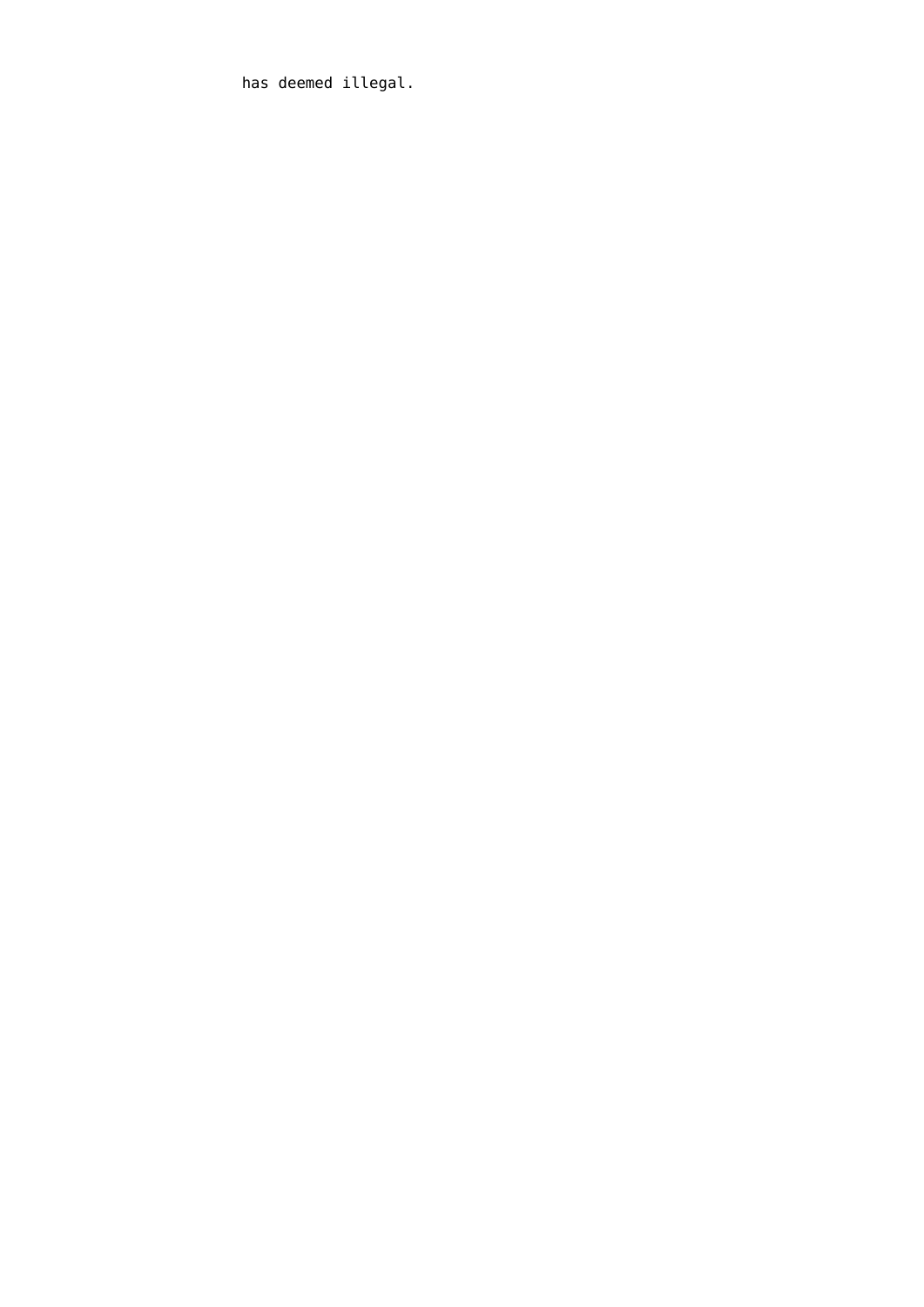has deemed illegal.